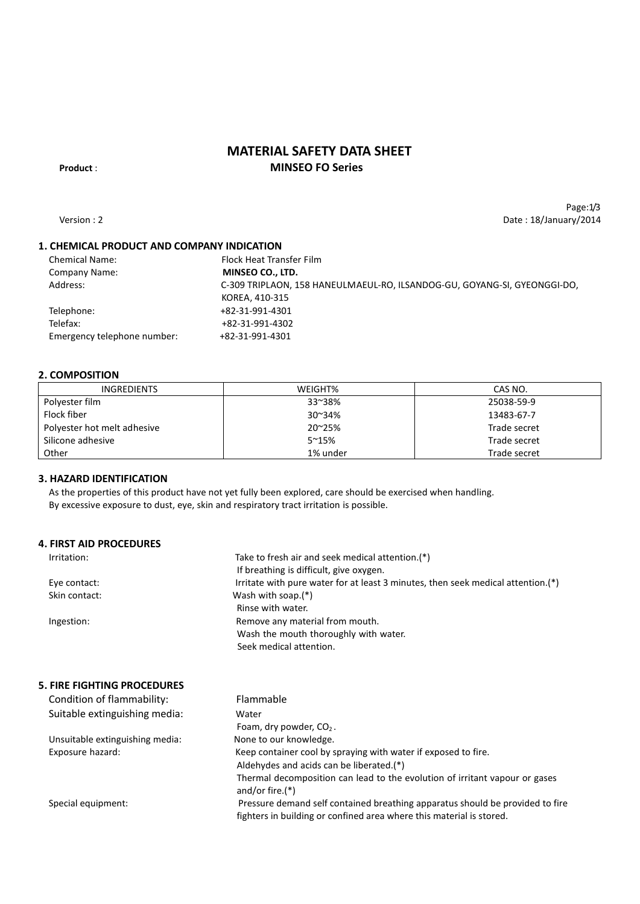# MATERIAL SAFETY DATA SHEET

**Product** : **MINSEO FO Series**

Version : 2

Date : 18/January/2014

## 1. CHEMICAL PRODUCT AND COMPANY INDICATION

| | |
|---|---|
| Chemical Name: | Flock Heat Transfer Film |
| Company Name: | **MINSEO CO., LTD.** |
| Address: | C-309 TRIPLAON, 158 HANEULMAEUL-RO, ILSANDOG-GU, GOYANG-SI, GYEONGGI-DO, KOREA, 410-315 |
| Telephone: | +82-31-991-4301 |
| Telefax: | +82-31-991-4302 |
| Emergency telephone number: | +82-31-991-4301 |

## 2. COMPOSITION

| INGREDIENTS | WEIGHT% | CAS NO. |
|---|---|---|
| Polyester film | 33~38% | 25038-59-9 |
| Flock fiber | 30~34% | 13483-67-7 |
| Polyester hot melt adhesive | 20~25% | Trade secret |
| Silicone adhesive | 5~15% | Trade secret |
| Other | 1% under | Trade secret |

## 3. HAZARD IDENTIFICATION

As the properties of this product have not yet fully been explored, care should be exercised when handling.
By excessive exposure to dust, eye, skin and respiratory tract irritation is possible.

## 4. FIRST AID PROCEDURES

| | |
|---|---|
| Irritation: | Take to fresh air and seek medical attention.(*) If breathing is difficult, give oxygen. |
| Eye contact: | Irritate with pure water for at least 3 minutes, then seek medical attention.(*) |
| Skin contact: | Wash with soap.(*) Rinse with water. |
| Ingestion: | Remove any material from mouth. Wash the mouth thoroughly with water. Seek medical attention. |

## 5. FIRE FIGHTING PROCEDURES

| | |
|---|---|
| Condition of flammability: | Flammable |
| Suitable extinguishing media: | Water<br>Foam, dry powder, $CO_2$. |
| Unsuitable extinguishing media: | None to our knowledge. |
| Exposure hazard: | Keep container cool by spraying with water if exposed to fire.<br>Aldehydes and acids can be liberated.(*)<br>Thermal decomposition can lead to the evolution of irritant vapour or gases and/or fire.(*) |
| Special equipment: | Pressure demand self contained breathing apparatus should be provided to fire fighters in building or confined area where this material is stored. |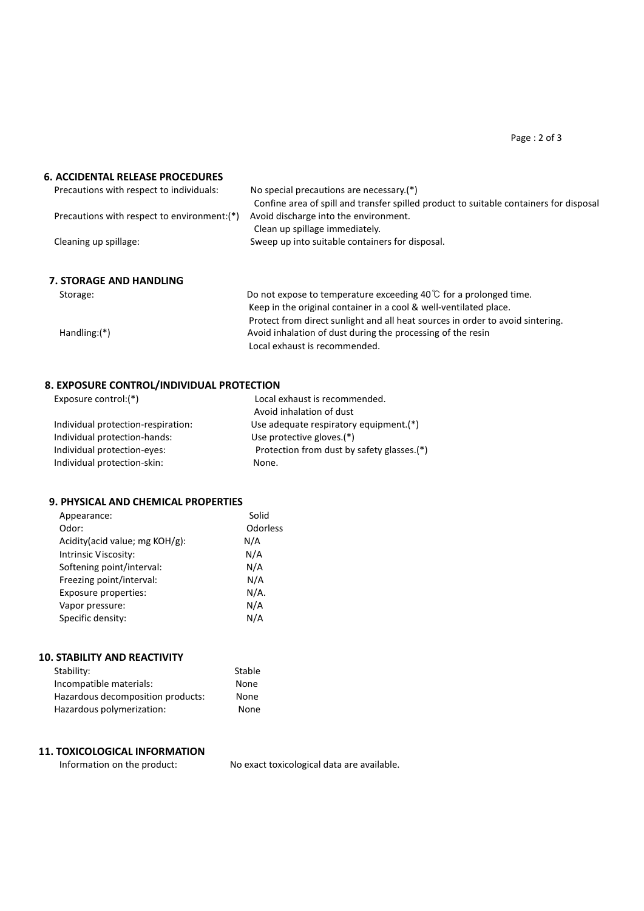## 6. ACCIDENTAL RELEASE PROCEDURES

| | |
|---|---|
| Precautions with respect to individuals: | No special precautions are necessary.(*) <br> Confine area of spill and transfer spilled product to suitable containers for disposal |
| Precautions with respect to environment:(*) | Avoid discharge into the environment. <br> Clean up spillage immediately. |
| Cleaning up spillage: | Sweep up into suitable containers for disposal. |

## 7. STORAGE AND HANDLING

| | |
|---|---|
| Storage: | Do not expose to temperature exceeding 40℃ for a prolonged time. <br> Keep in the original container in a cool & well-ventilated place. <br> Protect from direct sunlight and all heat sources in order to avoid sintering. |
| Handling:(*) | Avoid inhalation of dust during the processing of the resin <br> Local exhaust is recommended. |

## 8. EXPOSURE CONTROL/INDIVIDUAL PROTECTION

| | |
|---|---|
| Exposure control:(*) | Local exhaust is recommended. <br> Avoid inhalation of dust |
| Individual protection-respiration: | Use adequate respiratory equipment.(*) |
| Individual protection-hands: | Use protective gloves.(*) |
| Individual protection-eyes: | Protection from dust by safety glasses.(*) |
| Individual protection-skin: | None. |

## 9. PHYSICAL AND CHEMICAL PROPERTIES

| | |
|---|---|
| Appearance: | Solid |
| Odor: | Odorless |
| Acidity(acid value; mg KOH/g): | N/A |
| Intrinsic Viscosity: | N/A |
| Softening point/interval: | N/A |
| Freezing point/interval: | N/A |
| Exposure properties: | N/A. |
| Vapor pressure: | N/A |
| Specific density: | N/A |

## 10. STABILITY AND REACTIVITY

| | |
|---|---|
| Stability: | Stable |
| Incompatible materials: | None |
| Hazardous decomposition products: | None |
| Hazardous polymerization: | None |

## 11. TOXICOLOGICAL INFORMATION

| | |
|---|---|
| Information on the product: | No exact toxicological data are available. |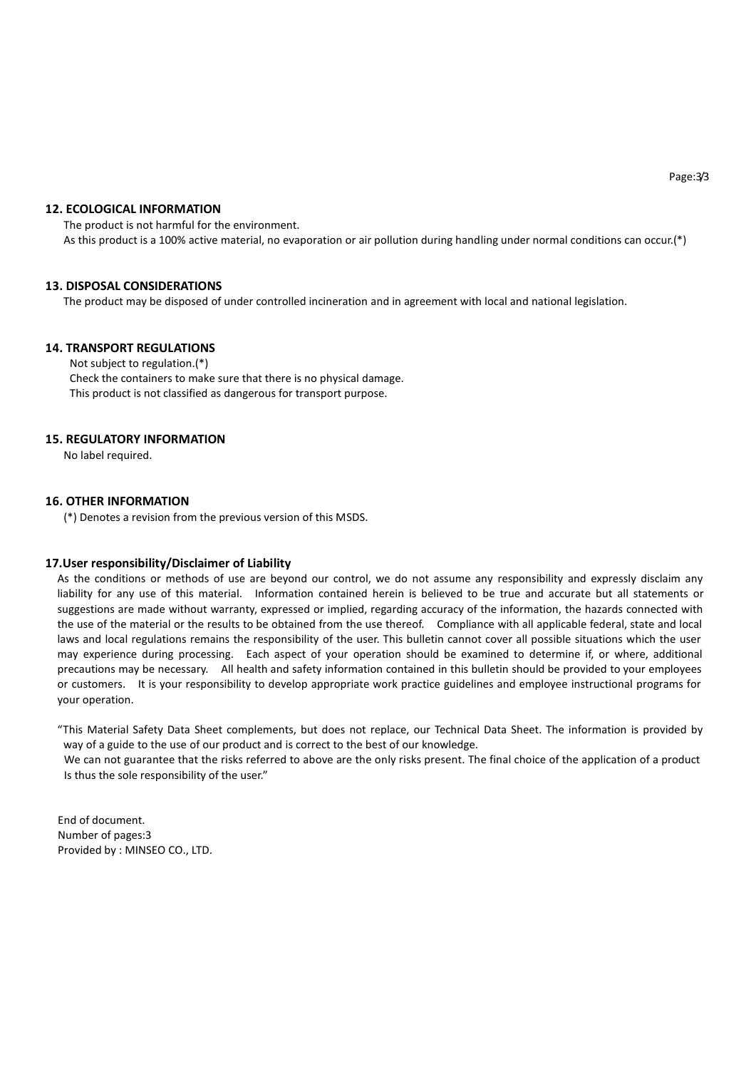## 12. ECOLOGICAL INFORMATION

The product is not harmful for the environment.

As this product is a 100% active material, no evaporation or air pollution during handling under normal conditions can occur.(*)

## 13. DISPOSAL CONSIDERATIONS

The product may be disposed of under controlled incineration and in agreement with local and national legislation.

## 14. TRANSPORT REGULATIONS

Not subject to regulation.(*)

Check the containers to make sure that there is no physical damage.

This product is not classified as dangerous for transport purpose.

## 15. REGULATORY INFORMATION

No label required.

## 16. OTHER INFORMATION

(*) Denotes a revision from the previous version of this MSDS.

## 17.User responsibility/Disclaimer of Liability

As the conditions or methods of use are beyond our control, we do not assume any responsibility and expressly disclaim any liability for any use of this material. Information contained herein is believed to be true and accurate but all statements or suggestions are made without warranty, expressed or implied, regarding accuracy of the information, the hazards connected with the use of the material or the results to be obtained from the use thereof. Compliance with all applicable federal, state and local laws and local regulations remains the responsibility of the user. This bulletin cannot cover all possible situations which the user may experience during processing. Each aspect of your operation should be examined to determine if, or where, additional precautions may be necessary. All health and safety information contained in this bulletin should be provided to your employees or customers. It is your responsibility to develop appropriate work practice guidelines and employee instructional programs for your operation.

"This Material Safety Data Sheet complements, but does not replace, our Technical Data Sheet. The information is provided by way of a guide to the use of our product and is correct to the best of our knowledge.

We can not guarantee that the risks referred to above are the only risks present. The final choice of the application of a product Is thus the sole responsibility of the user."

End of document.

Number of pages:3

Provided by : MINSEO CO., LTD.